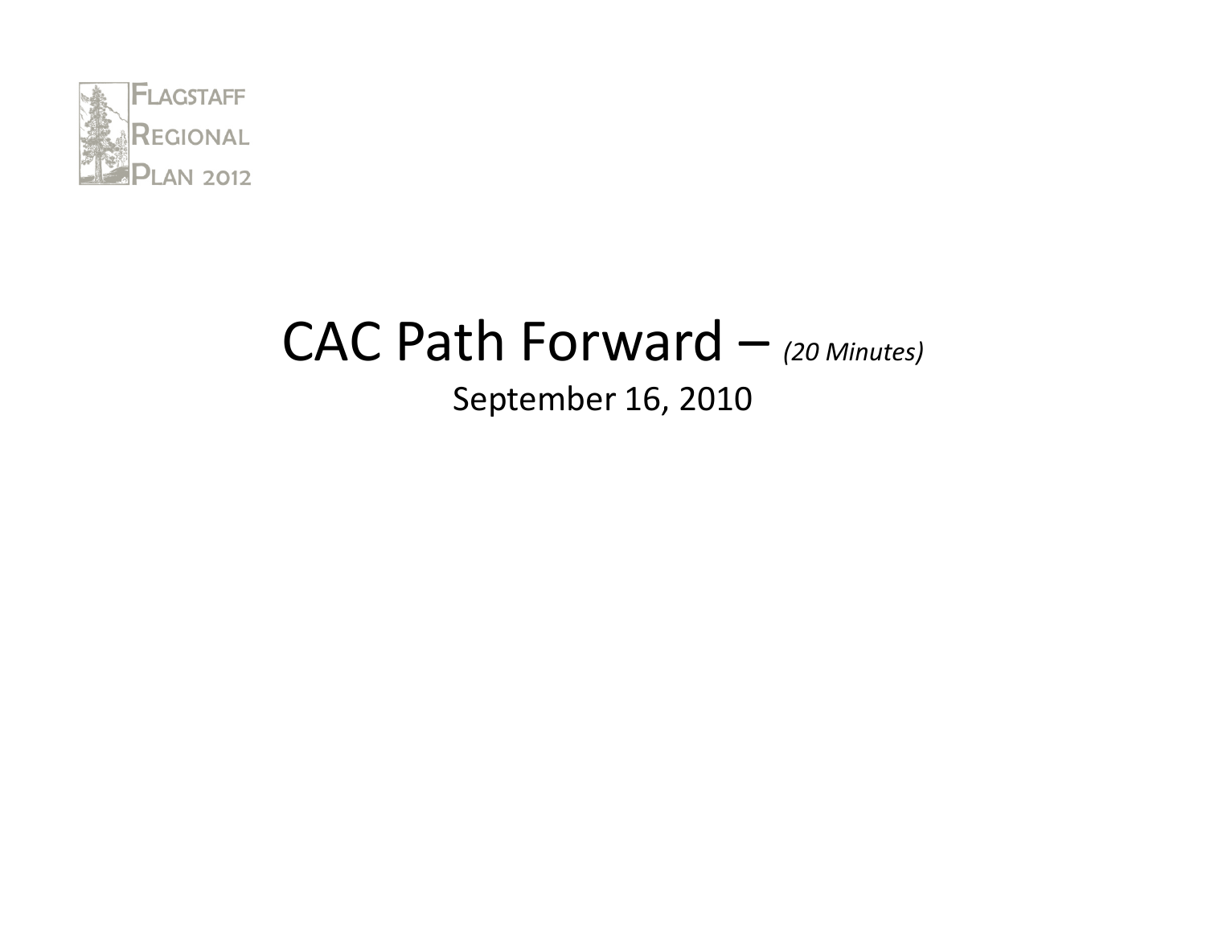Flagstaff Regional Plan 2012

# CAC Path Forward – *(20 Minutes)*

September 16, 2010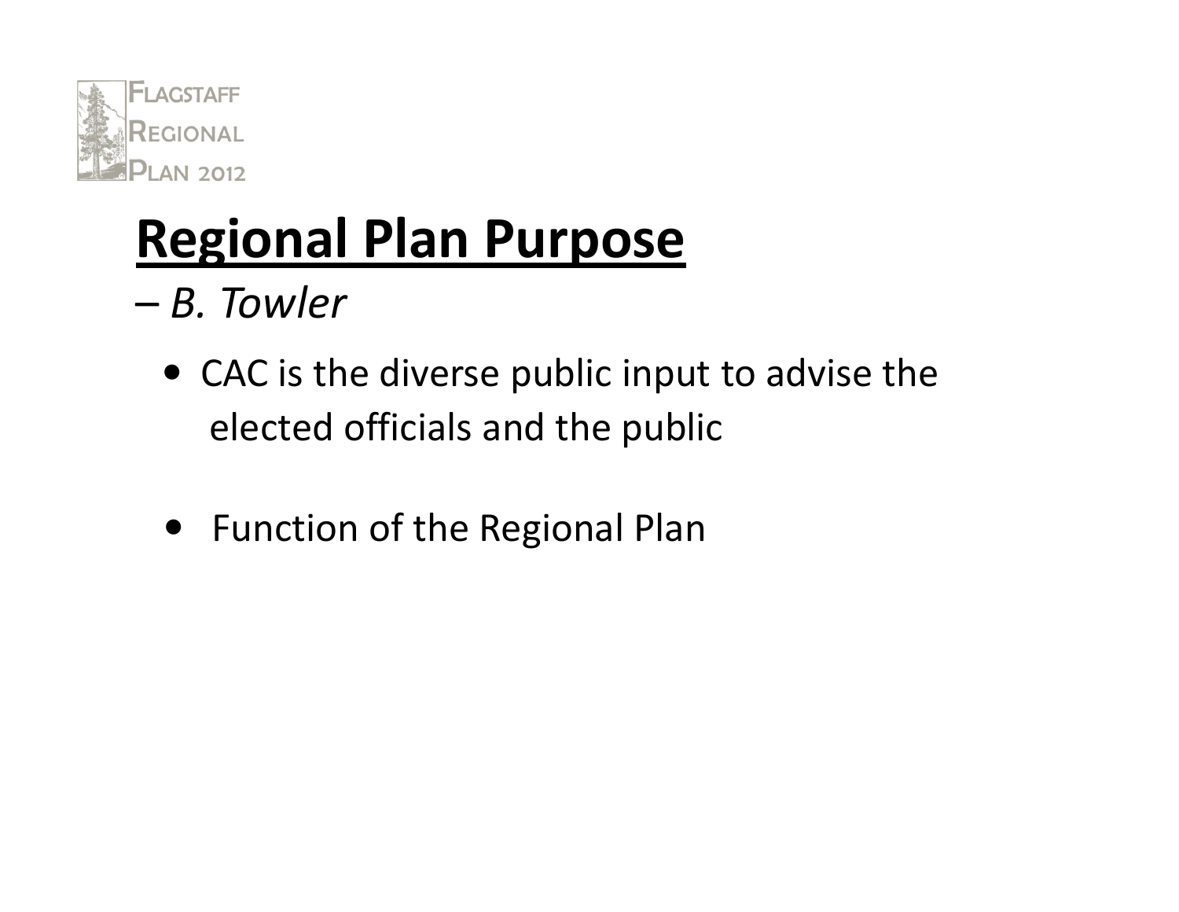# Regional Plan Purpose

*– B. Towler*

- CAC is the diverse public input to advise the elected officials and the public
- Function of the Regional Plan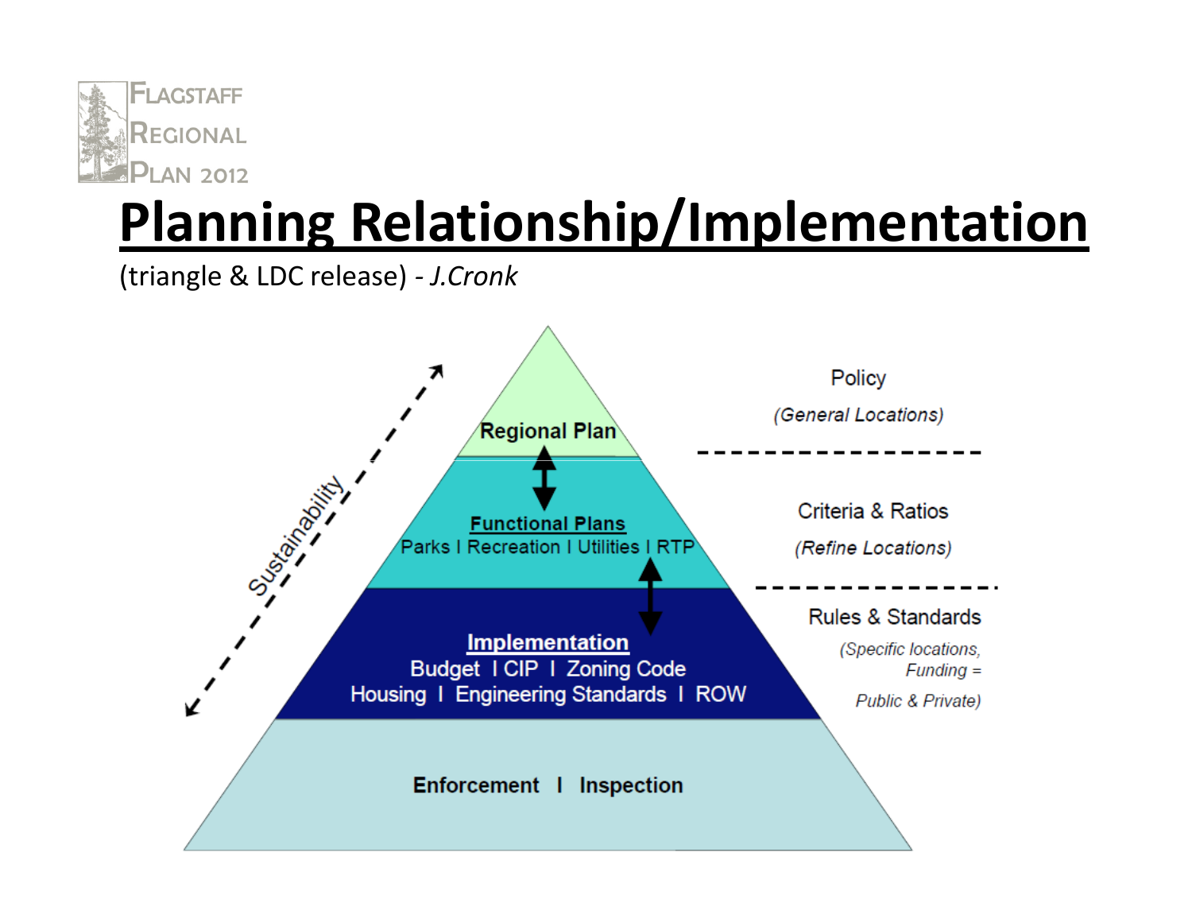FLAGSTAFF REGIONAL PLAN 2012

# Planning Relationship/Implementation

(triangle & LDC release) - *J.Cronk*

Sustainability

**Regional Plan**

**Functional Plans**
Parks I Recreation I Utilities I RTP

**Implementation**
Budget I CIP I Zoning Code
Housing I Engineering Standards I ROW

**Enforcement I Inspection**

Policy
*(General Locations)*

Criteria & Ratios
*(Refine Locations)*

Rules & Standards
*(Specific locations, Funding = Public & Private)*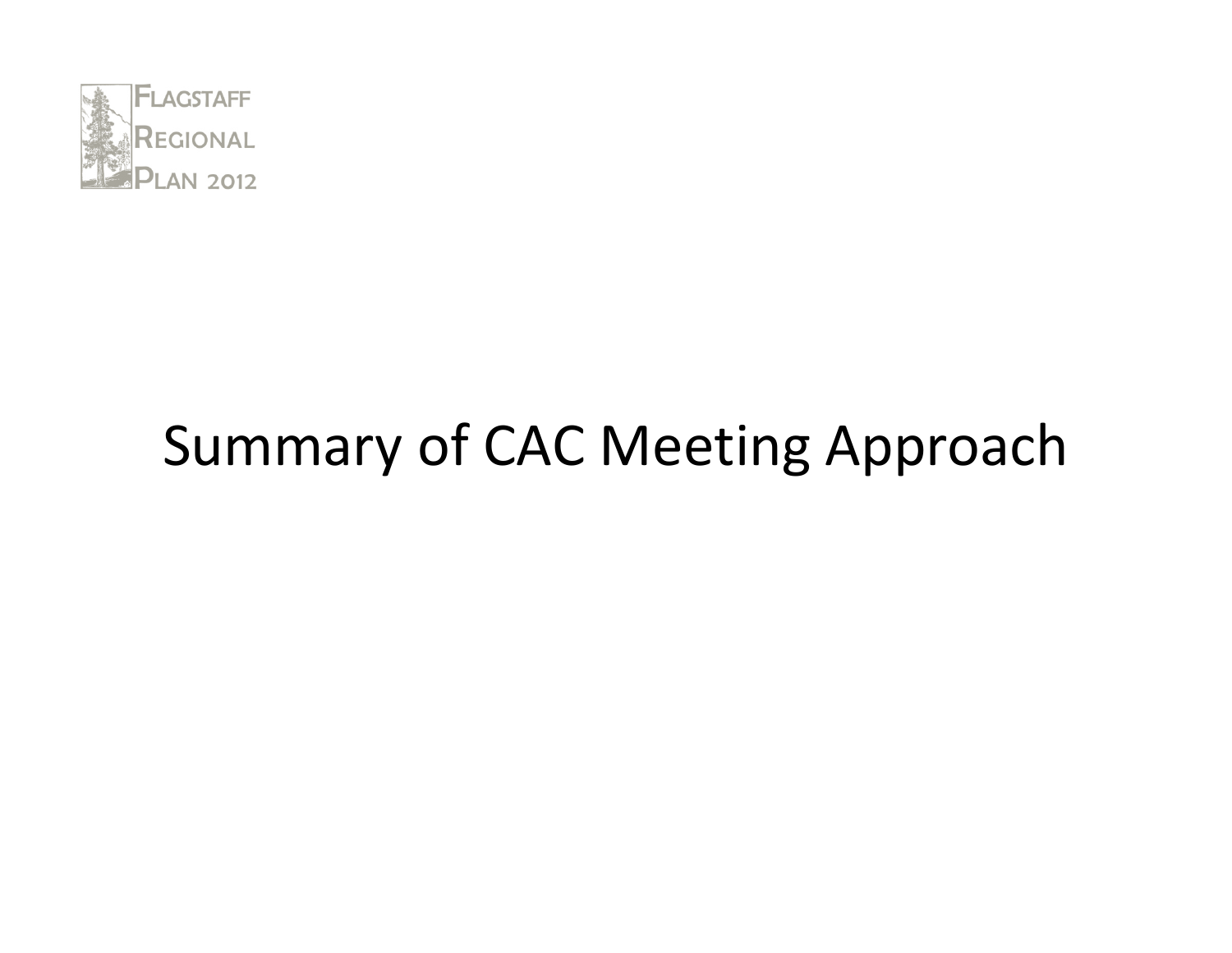# Summary of CAC Meeting Approach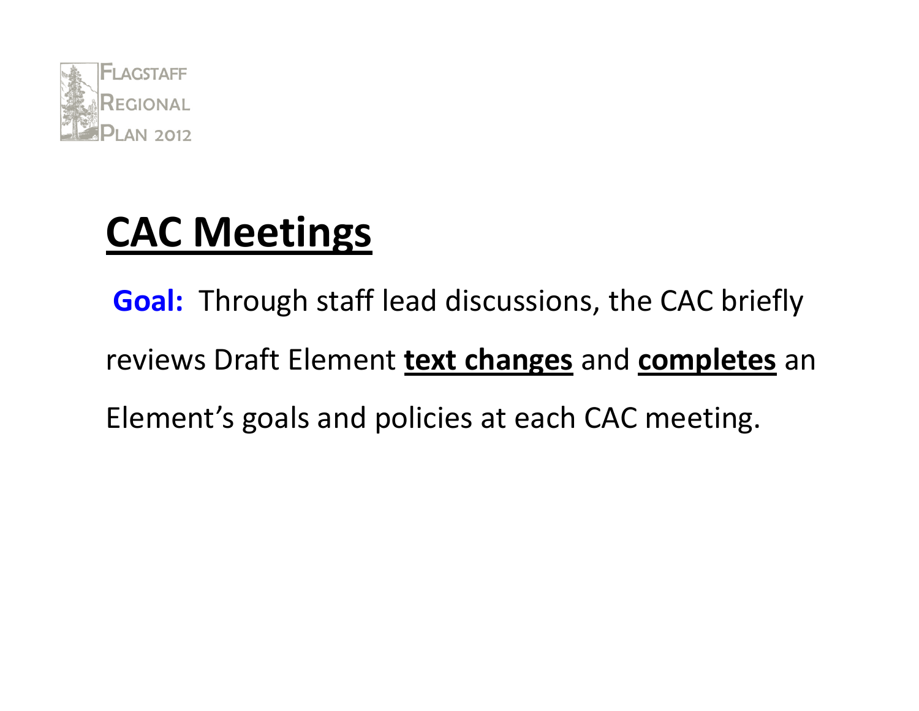# CAC Meetings

**Goal:** Through staff lead discussions, the CAC briefly reviews Draft Element **text changes** and **completes** an Element's goals and policies at each CAC meeting.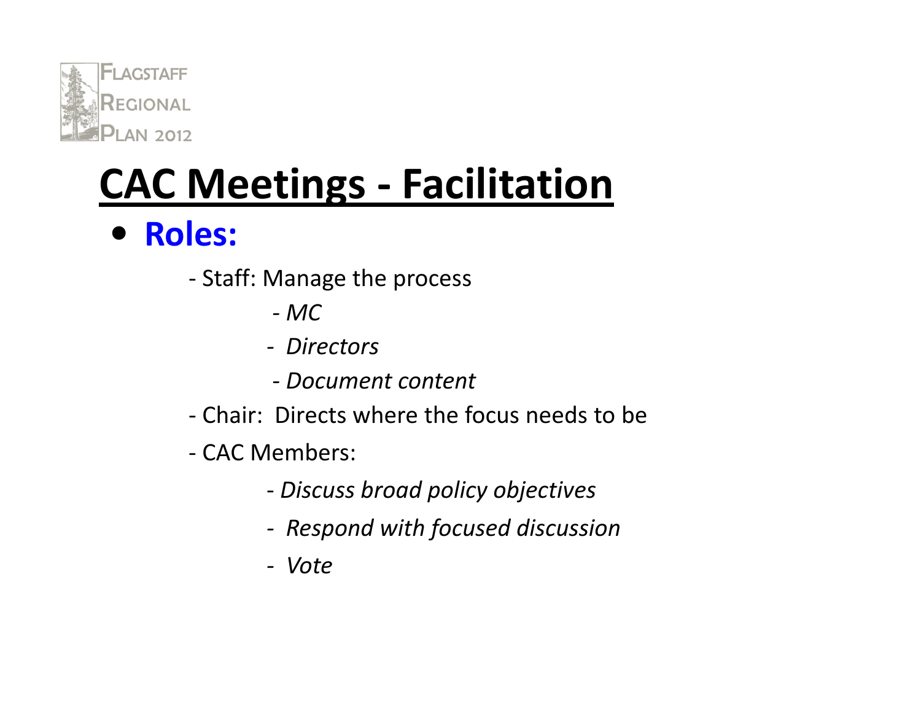# CAC Meetings - Facilitation

- **Roles:**
  - Staff: Manage the process
    - *MC*
    - *Directors*
    - *Document content*
  - Chair: Directs where the focus needs to be
  - CAC Members:
    - *Discuss broad policy objectives*
    - *Respond with focused discussion*
    - *Vote*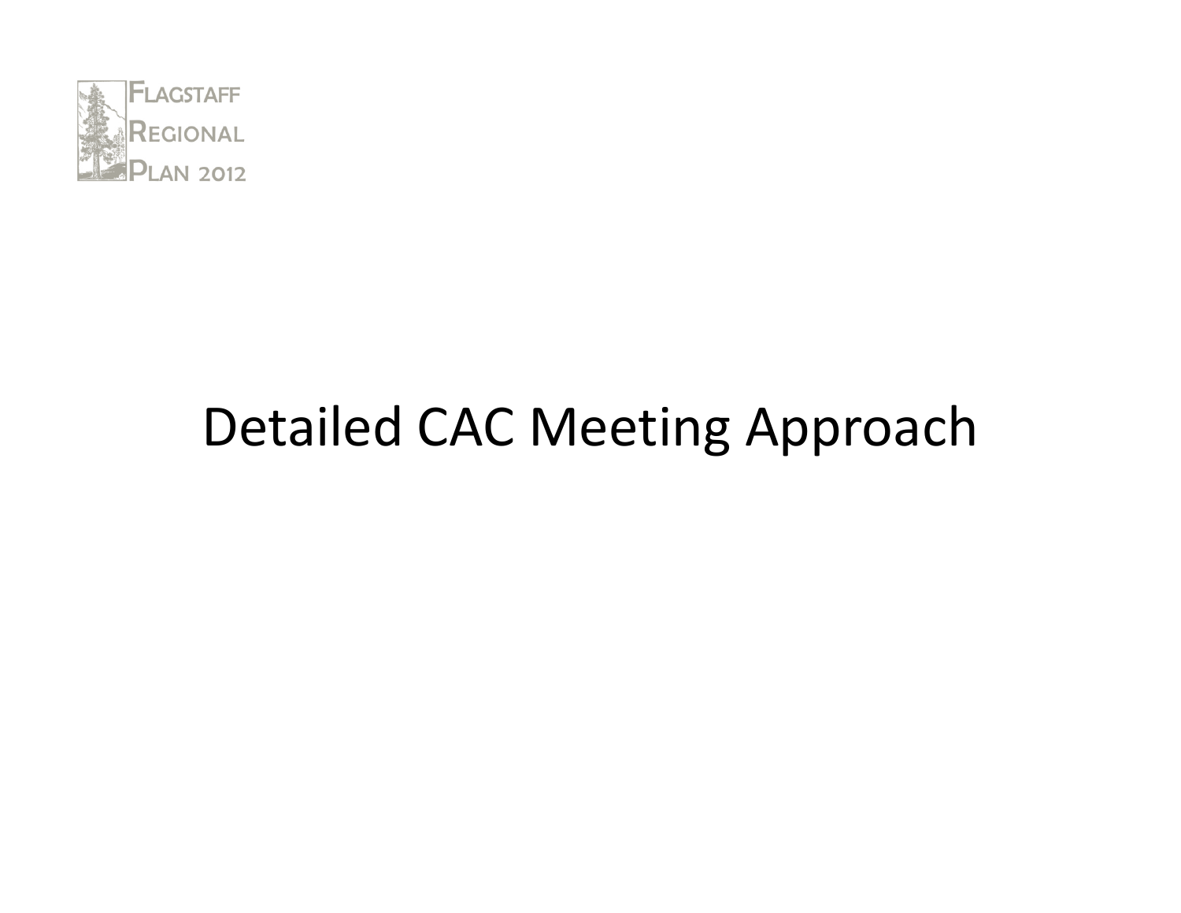# Detailed CAC Meeting Approach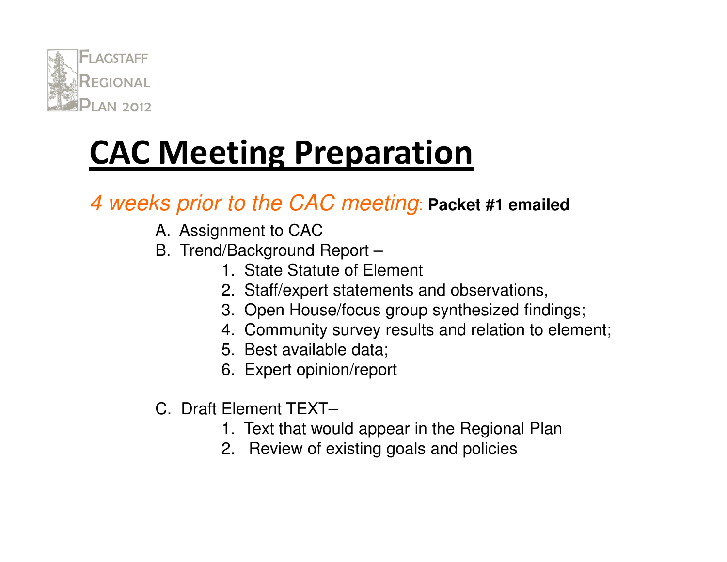# CAC Meeting Preparation

*4 weeks prior to the CAC meeting*: **Packet #1 emailed**

A. Assignment to CAC
B. Trend/Background Report –
   1. State Statute of Element
   2. Staff/expert statements and observations,
   3. Open House/focus group synthesized findings;
   4. Community survey results and relation to element;
   5. Best available data;
   6. Expert opinion/report

C. Draft Element TEXT–
   1. Text that would appear in the Regional Plan
   2. Review of existing goals and policies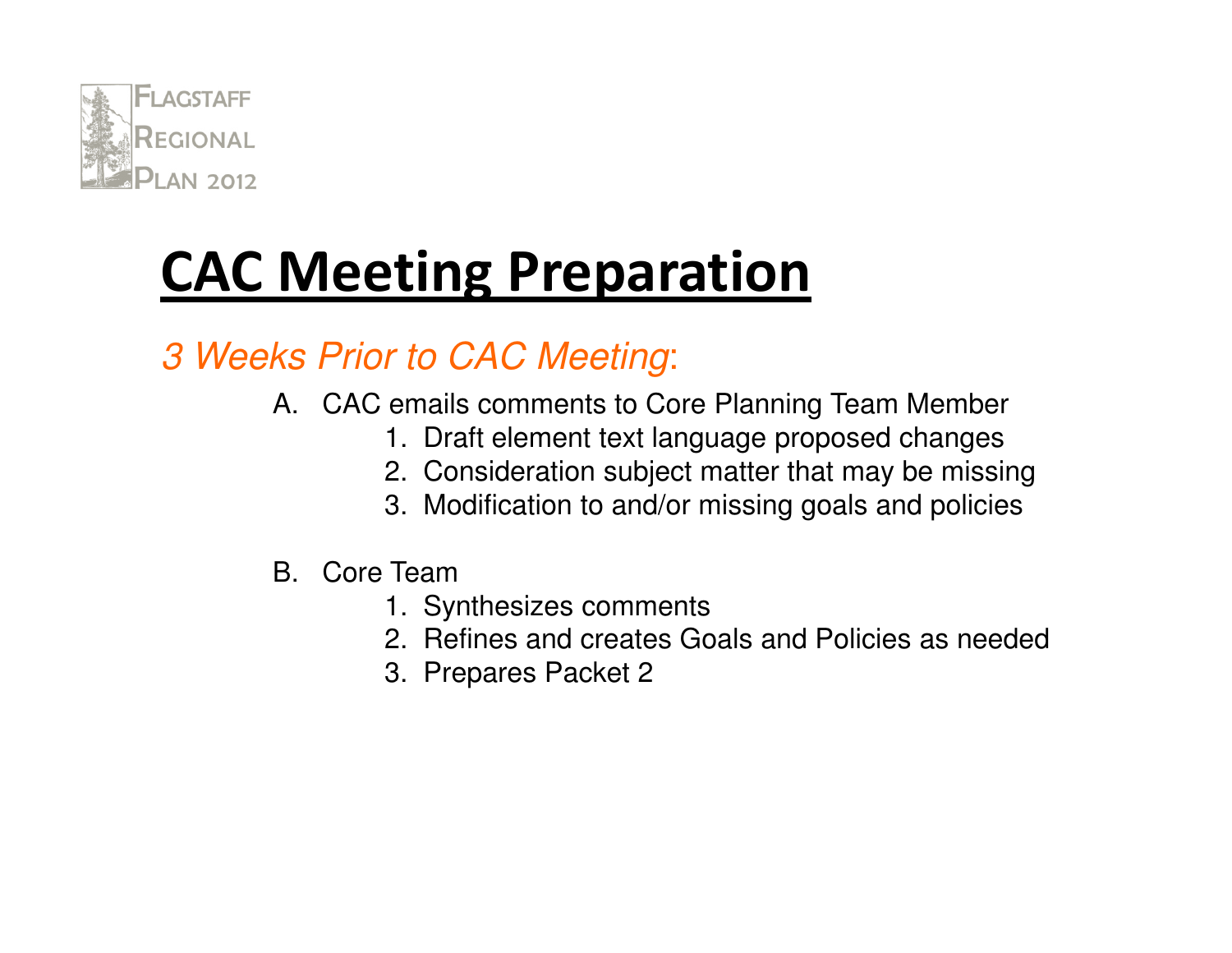# CAC Meeting Preparation

*3 Weeks Prior to CAC Meeting*:

A. CAC emails comments to Core Planning Team Member
   1. Draft element text language proposed changes
   2. Consideration subject matter that may be missing
   3. Modification to and/or missing goals and policies

B. Core Team
   1. Synthesizes comments
   2. Refines and creates Goals and Policies as needed
   3. Prepares Packet 2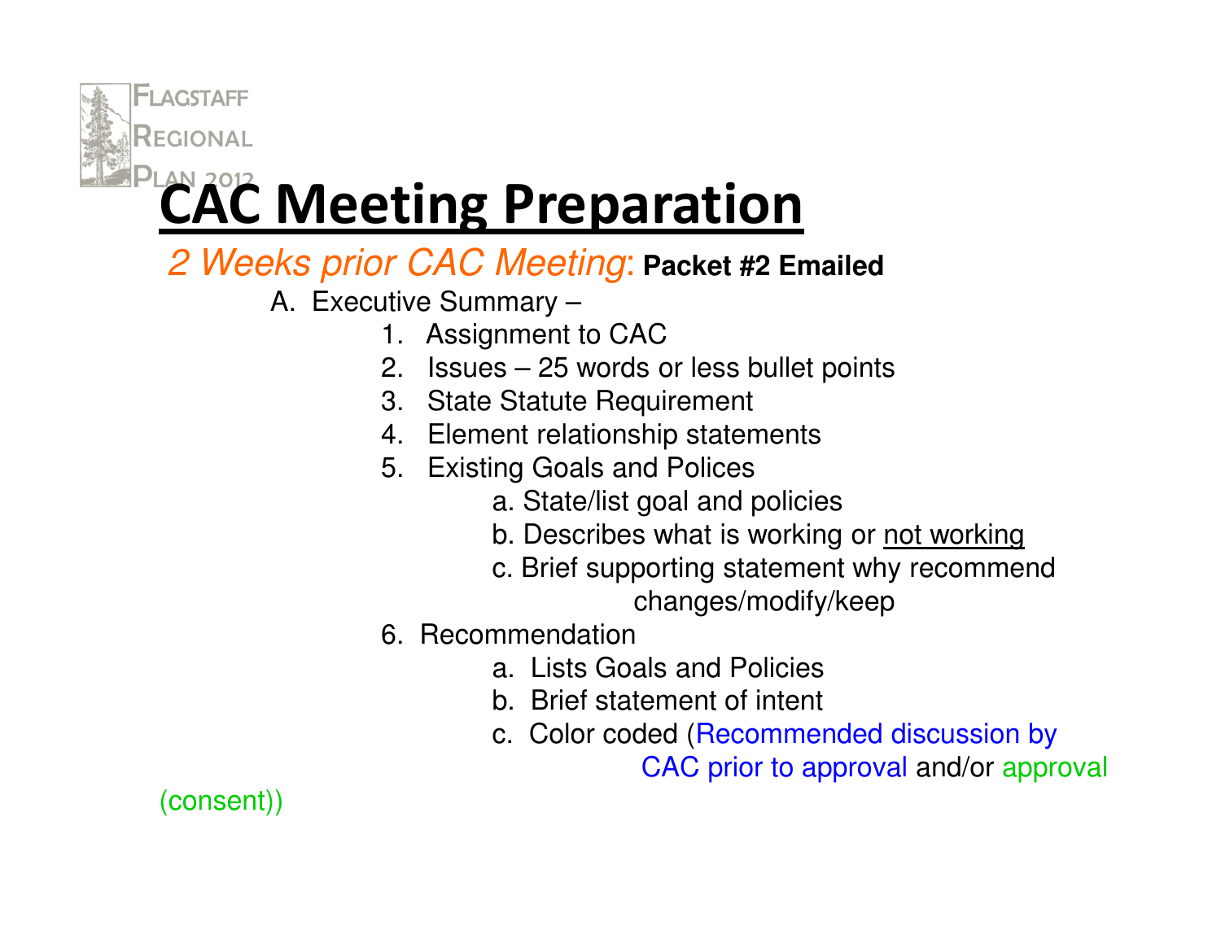# CAC Meeting Preparation

*2 Weeks prior CAC Meeting*: **Packet #2 Emailed**

A. Executive Summary –

1. Assignment to CAC
2. Issues – 25 words or less bullet points
3. State Statute Requirement
4. Element relationship statements
5. Existing Goals and Polices
   a. State/list goal and policies
   b. Describes what is working or not working
   c. Brief supporting statement why recommend changes/modify/keep
6. Recommendation
   a. Lists Goals and Policies
   b. Brief statement of intent
   c. Color coded (Recommended discussion by CAC prior to approval and/or approval (consent))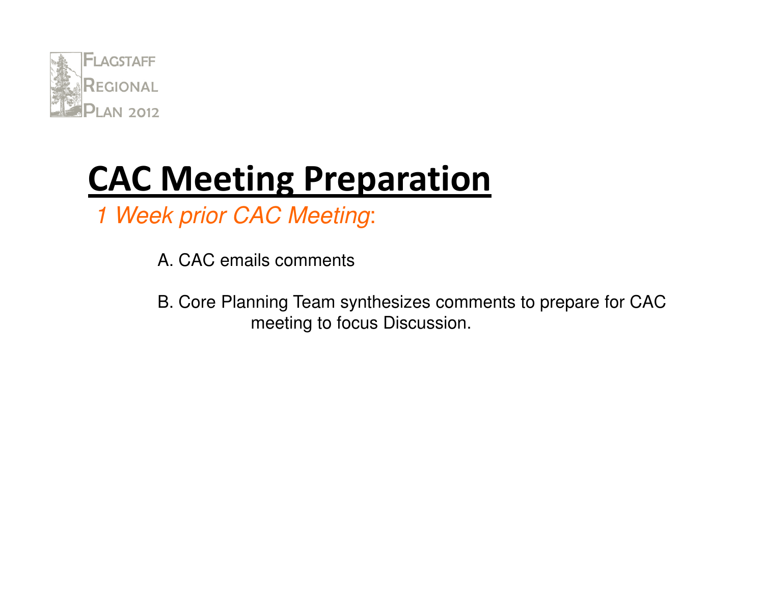Flagstaff Regional Plan 2012

# CAC Meeting Preparation

*1 Week prior CAC Meeting*:

A. CAC emails comments

B. Core Planning Team synthesizes comments to prepare for CAC meeting to focus Discussion.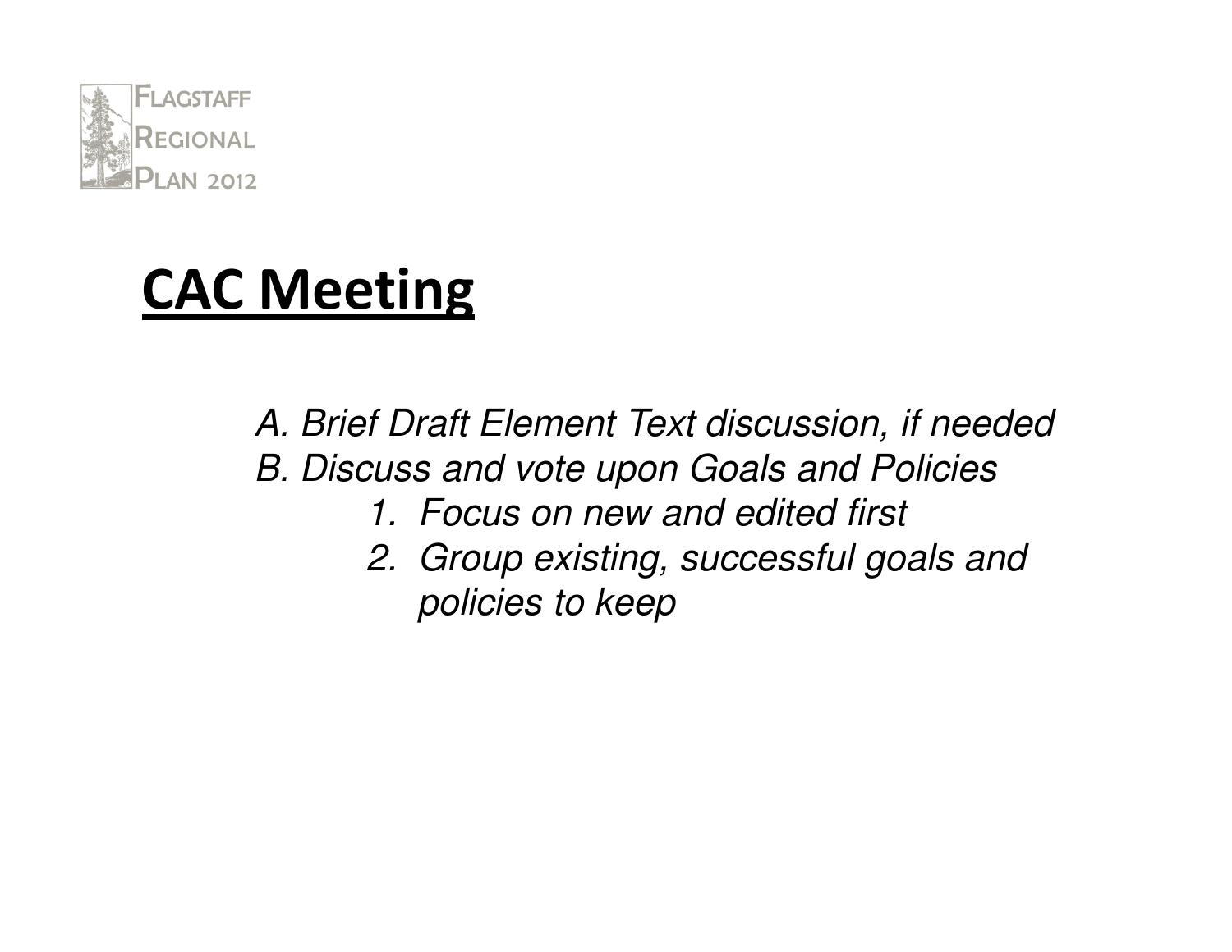## CAC Meeting

*A. Brief Draft Element Text discussion, if needed*
*B. Discuss and vote upon Goals and Policies*
   1. *Focus on new and edited first*
   2. *Group existing, successful goals and policies to keep*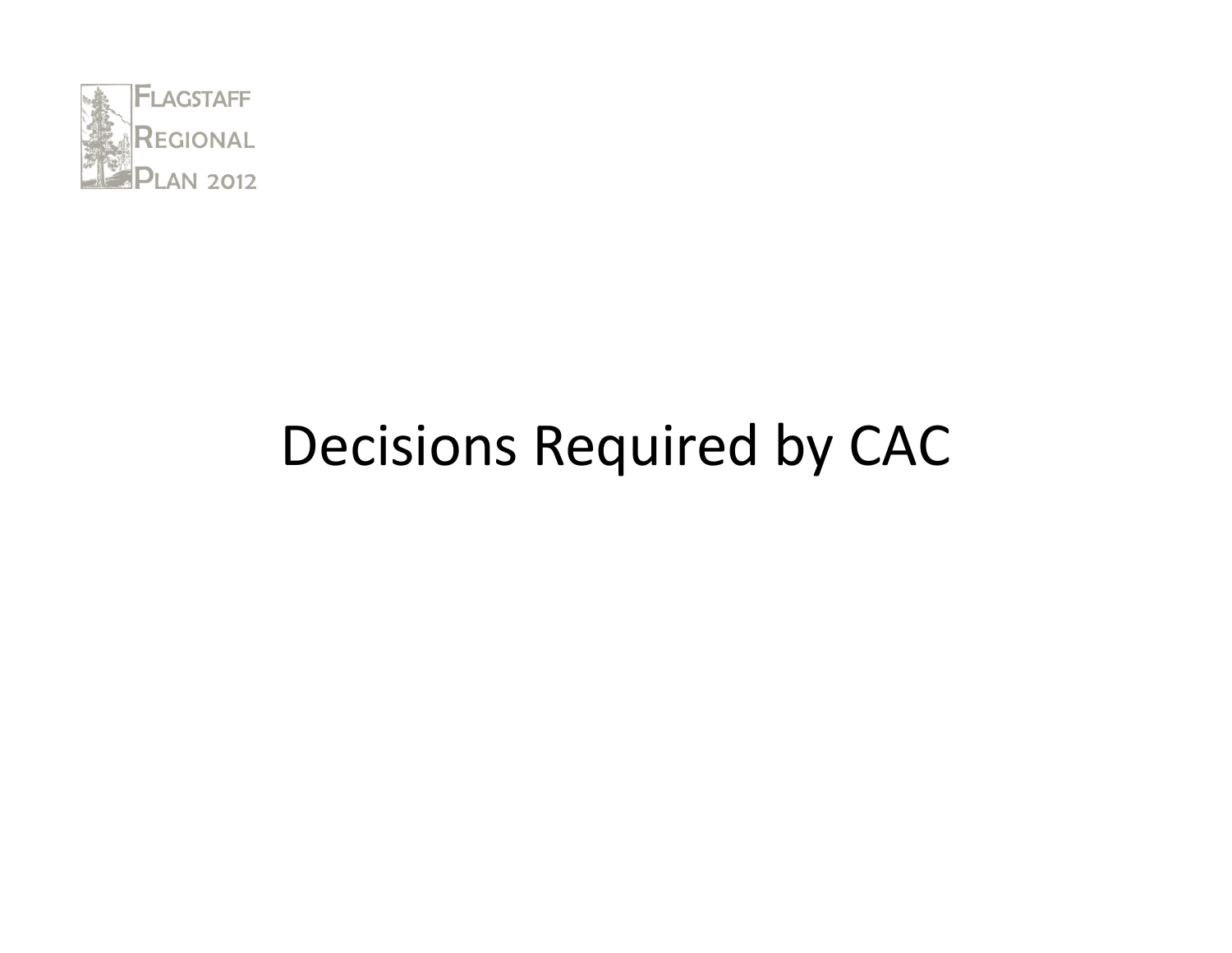# Decisions Required by CAC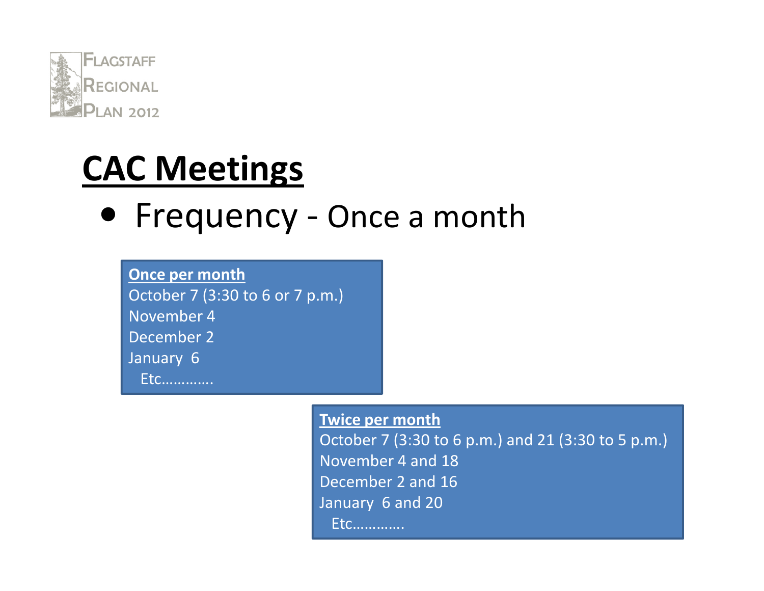# CAC Meetings

- Frequency - Once a month

**Once per month**
October 7 (3:30 to 6 or 7 p.m.)
November 4
December 2
January 6
Etc…………

**Twice per month**
October 7 (3:30 to 6 p.m.) and 21 (3:30 to 5 p.m.)
November 4 and 18
December 2 and 16
January 6 and 20
Etc…………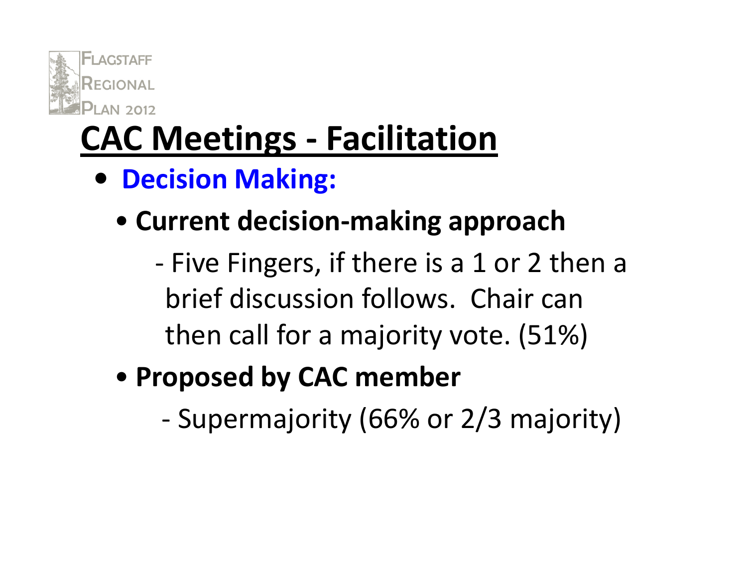# CAC Meetings - Facilitation

- **Decision Making:**
  - **Current decision-making approach**
    - Five Fingers, if there is a 1 or 2 then a brief discussion follows. Chair can then call for a majority vote. (51%)
  - **Proposed by CAC member**
    - Supermajority (66% or 2/3 majority)